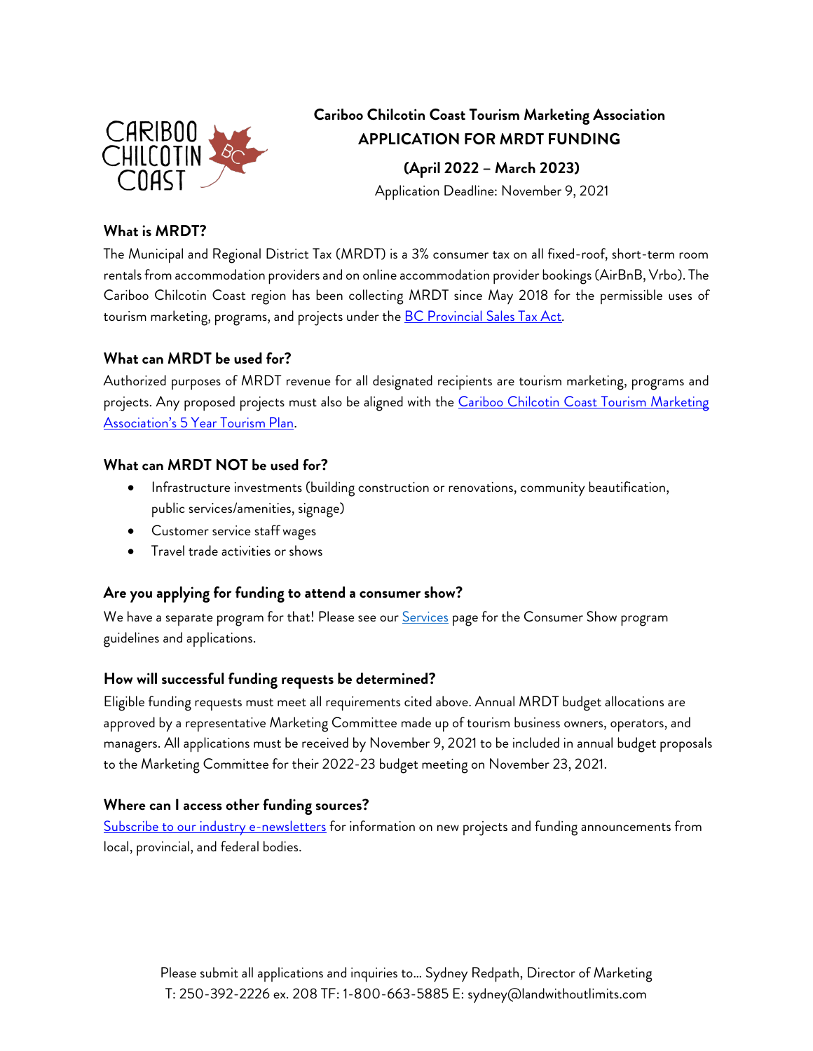# Cariboo Chilcotin Coast Tourism Marketing Association

## APPLICATION FOR MRDT FUNDING

**(April 2022 – March 2023)**

Application Deadline: November 9, 2021

### What is MRDT?

The Municipal and Regional District Tax (MRDT) is a 3% consumer tax on all fixed-roof, short-term room rentals from accommodation providers and on online accommodation provider bookings (AirBnB, Vrbo). The Cariboo Chilcotin Coast region has been collecting MRDT since May 2018 for the permissible uses of tourism marketing, programs, and projects under the BC Provincial Sales Tax Act.

### What can MRDT be used for?

Authorized purposes of MRDT revenue for all designated recipients are tourism marketing, programs and projects. Any proposed projects must also be aligned with the Cariboo Chilcotin Coast Tourism Marketing Association's 5 Year Tourism Plan.

### What can MRDT NOT be used for?

- Infrastructure investments (building construction or renovations, community beautification, public services/amenities, signage)
- Customer service staff wages
- Travel trade activities or shows

### Are you applying for funding to attend a consumer show?

We have a separate program for that! Please see our Services page for the Consumer Show program guidelines and applications.

### How will successful funding requests be determined?

Eligible funding requests must meet all requirements cited above. Annual MRDT budget allocations are approved by a representative Marketing Committee made up of tourism business owners, operators, and managers. All applications must be received by November 9, 2021 to be included in annual budget proposals to the Marketing Committee for their 2022-23 budget meeting on November 23, 2021.

### Where can I access other funding sources?

Subscribe to our industry e-newsletters for information on new projects and funding announcements from local, provincial, and federal bodies.

Please submit all applications and inquiries to… Sydney Redpath, Director of Marketing
T: 250-392-2226 ex. 208 TF: 1-800-663-5885 E: sydney@landwithoutlimits.com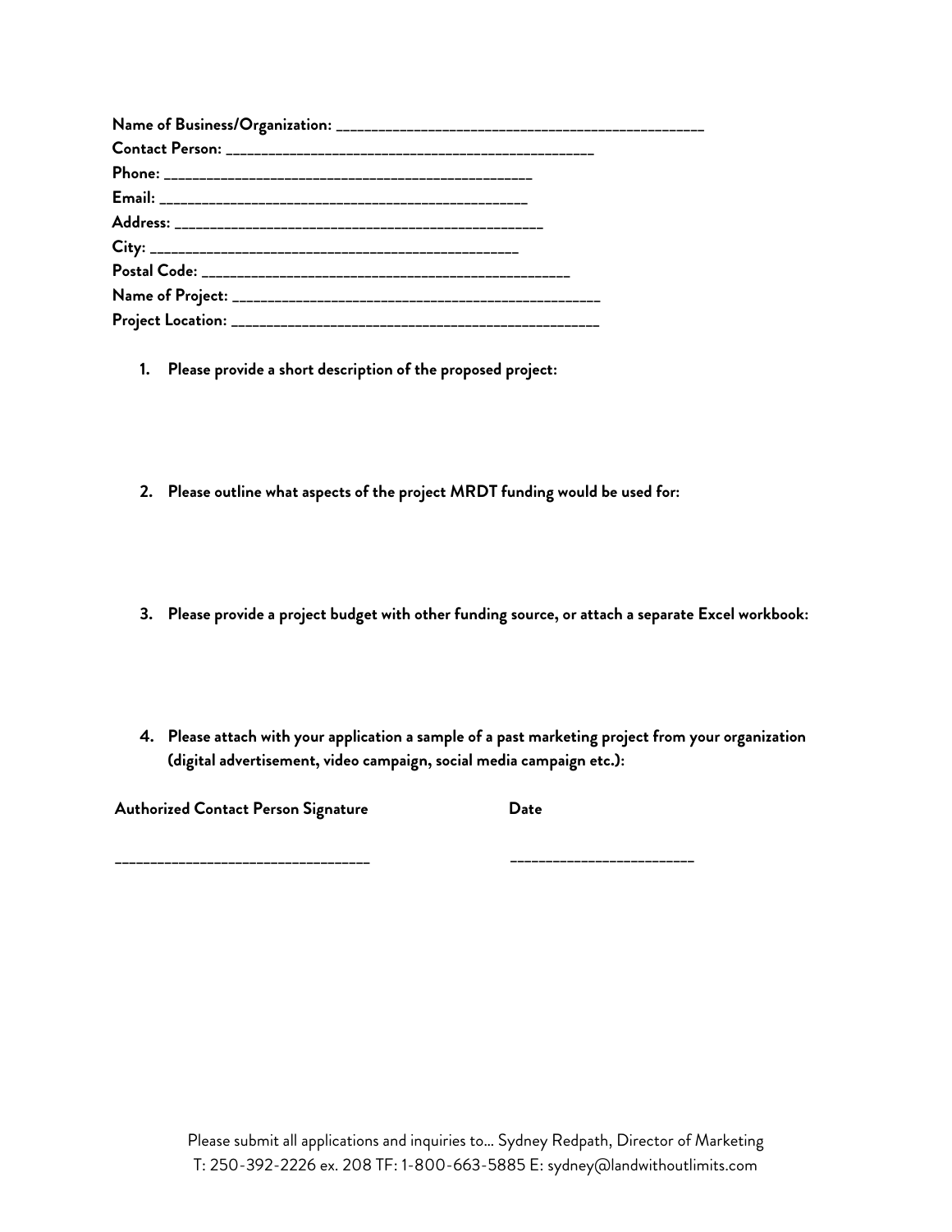**Name of Business/Organization:** ________________________________________________

**Contact Person:** ________________________________________________

**Phone:** ________________________________________________

**Email:** ________________________________________________

**Address:** ________________________________________________

**City:** ________________________________________________

**Postal Code:** ________________________________________________

**Name of Project:** ________________________________________________

**Project Location:** ________________________________________________

1. **Please provide a short description of the proposed project:**

2. **Please outline what aspects of the project MRDT funding would be used for:**

3. **Please provide a project budget with other funding source, or attach a separate Excel workbook:**

4. **Please attach with your application a sample of a past marketing project from your organization (digital advertisement, video campaign, social media campaign etc.):**

**Authorized Contact Person Signature** ________________________________

**Date** ________________________

Please submit all applications and inquiries to… Sydney Redpath, Director of Marketing
T: 250-392-2226 ex. 208 TF: 1-800-663-5885 E: sydney@landwithoutlimits.com